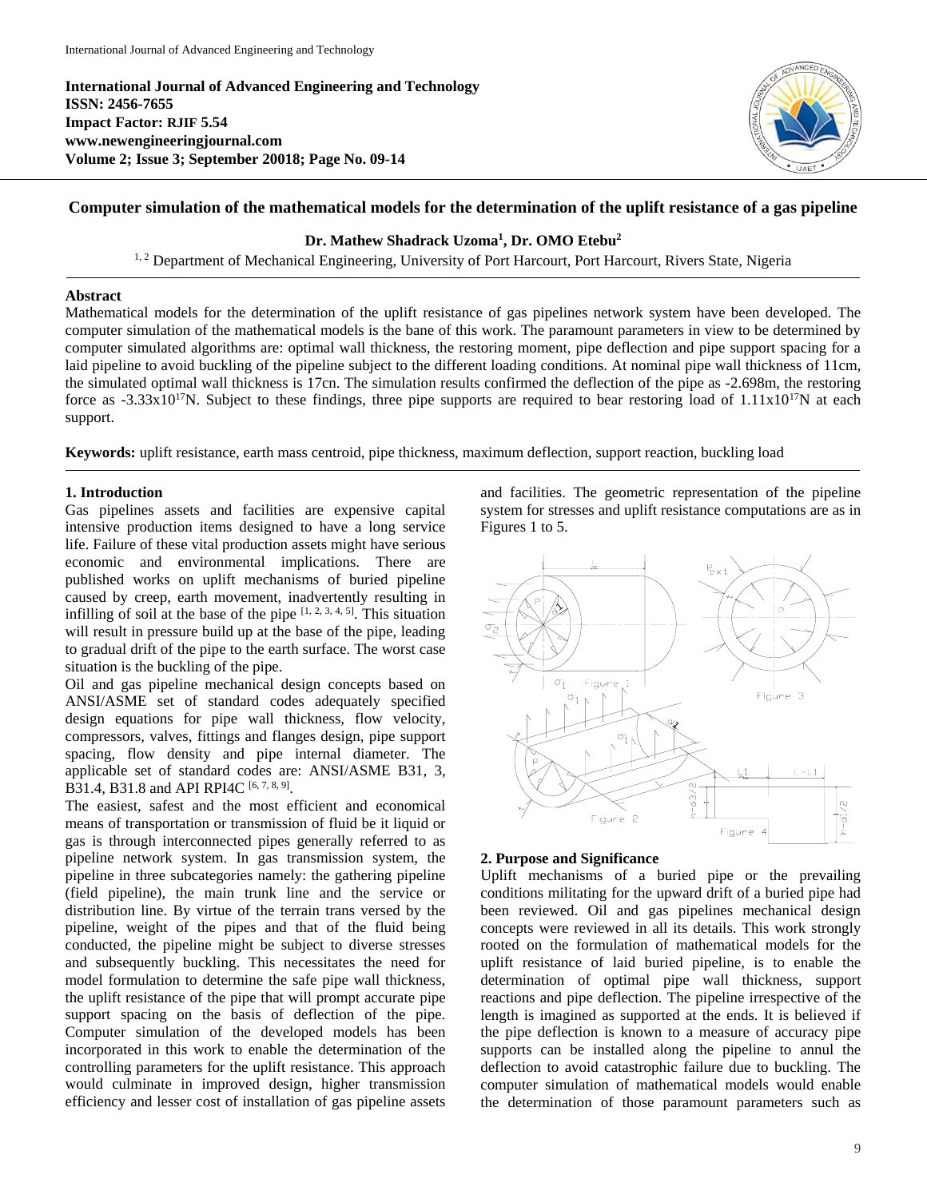**International Journal of Advanced Engineering and Technology**
**ISSN: 2456-7655**
**Impact Factor: RJIF 5.54**
**www.newengineeringjournal.com**
**Volume 2; Issue 3; September 20018; Page No. 09-14**

# Computer simulation of the mathematical models for the determination of the uplift resistance of a gas pipeline

**Dr. Mathew Shadrack Uzoma[1], Dr. OMO Etebu[2]**

[1, 2] Department of Mechanical Engineering, University of Port Harcourt, Port Harcourt, Rivers State, Nigeria

## Abstract

Mathematical models for the determination of the uplift resistance of gas pipelines network system have been developed. The computer simulation of the mathematical models is the bane of this work. The paramount parameters in view to be determined by computer simulated algorithms are: optimal wall thickness, the restoring moment, pipe deflection and pipe support spacing for a laid pipeline to avoid buckling of the pipeline subject to the different loading conditions. At nominal pipe wall thickness of 11cm, the simulated optimal wall thickness is 17cn. The simulation results confirmed the deflection of the pipe as -2.698m, the restoring force as $-3.33\times10^{17}$N. Subject to these findings, three pipe supports are required to bear restoring load of $1.11\times10^{17}$N at each support.

**Keywords:** uplift resistance, earth mass centroid, pipe thickness, maximum deflection, support reaction, buckling load

## 1. Introduction

Gas pipelines assets and facilities are expensive capital intensive production items designed to have a long service life. Failure of these vital production assets might have serious economic and environmental implications. There are published works on uplift mechanisms of buried pipeline caused by creep, earth movement, inadvertently resulting in infilling of soil at the base of the pipe [1, 2, 3, 4, 5]. This situation will result in pressure build up at the base of the pipe, leading to gradual drift of the pipe to the earth surface. The worst case situation is the buckling of the pipe.

Oil and gas pipeline mechanical design concepts based on ANSI/ASME set of standard codes adequately specified design equations for pipe wall thickness, flow velocity, compressors, valves, fittings and flanges design, pipe support spacing, flow density and pipe internal diameter. The applicable set of standard codes are: ANSI/ASME B31, 3, B31.4, B31.8 and API RPI4C [6, 7, 8, 9].

The easiest, safest and the most efficient and economical means of transportation or transmission of fluid be it liquid or gas is through interconnected pipes generally referred to as pipeline network system. In gas transmission system, the pipeline in three subcategories namely: the gathering pipeline (field pipeline), the main trunk line and the service or distribution line. By virtue of the terrain trans versed by the pipeline, weight of the pipes and that of the fluid being conducted, the pipeline might be subject to diverse stresses and subsequently buckling. This necessitates the need for model formulation to determine the safe pipe wall thickness, the uplift resistance of the pipe that will prompt accurate pipe support spacing on the basis of deflection of the pipe. Computer simulation of the developed models has been incorporated in this work to enable the determination of the controlling parameters for the uplift resistance. This approach would culminate in improved design, higher transmission efficiency and lesser cost of installation of gas pipeline assets and facilities. The geometric representation of the pipeline system for stresses and uplift resistance computations are as in Figures 1 to 5.

## 2. Purpose and Significance

Uplift mechanisms of a buried pipe or the prevailing conditions militating for the upward drift of a buried pipe had been reviewed. Oil and gas pipelines mechanical design concepts were reviewed in all its details. This work strongly rooted on the formulation of mathematical models for the uplift resistance of laid buried pipeline, is to enable the determination of optimal pipe wall thickness, support reactions and pipe deflection. The pipeline irrespective of the length is imagined as supported at the ends. It is believed if the pipe deflection is known to a measure of accuracy pipe supports can be installed along the pipeline to annul the deflection to avoid catastrophic failure due to buckling. The computer simulation of mathematical models would enable the determination of those paramount parameters such as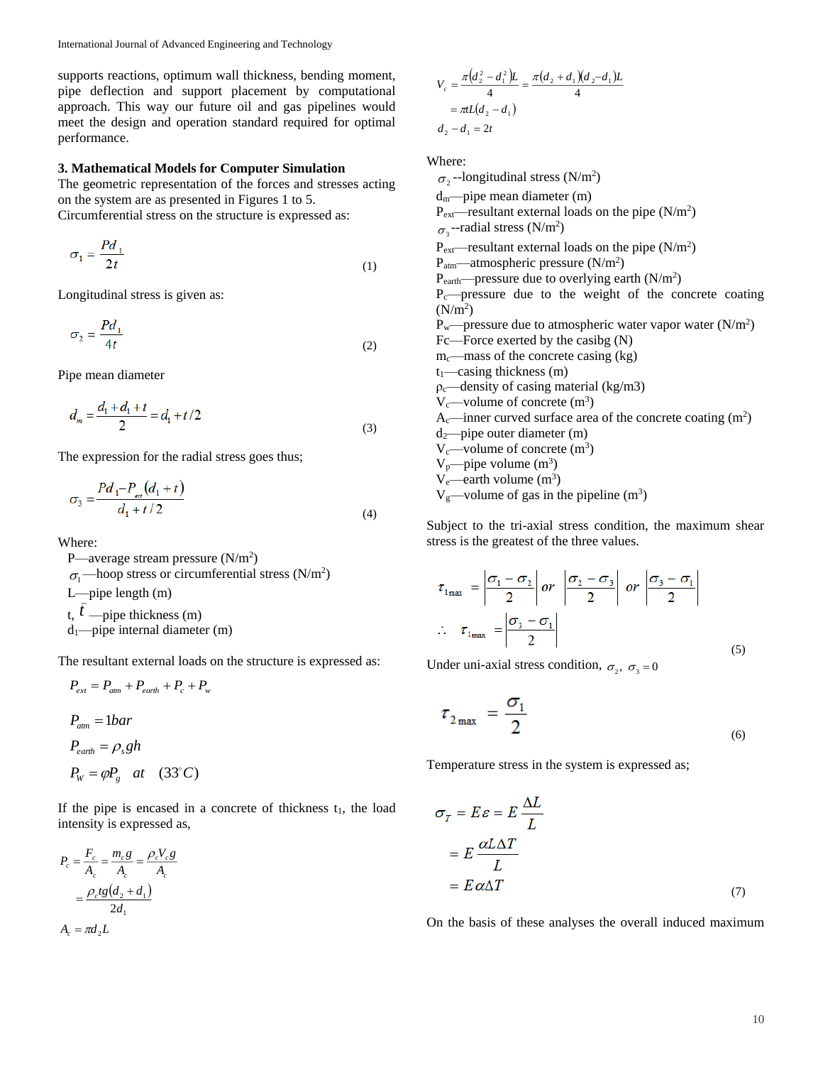supports reactions, optimum wall thickness, bending moment, pipe deflection and support placement by computational approach. This way our future oil and gas pipelines would meet the design and operation standard required for optimal performance.

### 3. Mathematical Models for Computer Simulation

The geometric representation of the forces and stresses acting on the system are as presented in Figures 1 to 5.

Circumferential stress on the structure is expressed as:

$$\sigma_1 = \frac{Pd_1}{2t} \tag{1}$$

Longitudinal stress is given as:

$$\sigma_2 = \frac{Pd_1}{4t} \tag{2}$$

Pipe mean diameter

$$d_m = \frac{d_1 + d_1 + t}{2} = d_1 + t/2 \tag{3}$$

The expression for the radial stress goes thus;

$$\sigma_3 = \frac{Pd_1 - P_{ext}(d_1 + t)}{d_1 + t/2} \tag{4}$$

Where:

P—average stream pressure (N/m$^2$)
$\sigma_1$—hoop stress or circumferential stress (N/m$^2$)
L—pipe length (m)
t, $\bar{t}$ —pipe thickness (m)
$d_1$—pipe internal diameter (m)

The resultant external loads on the structure is expressed as:

$$P_{ext} = P_{atm} + P_{earth} + P_c + P_w$$

$$P_{atm} = 1bar$$

$$P_{earth} = \rho_s gh$$

$$P_W = \varphi P_g \quad at \quad (33^\circ C)$$

If the pipe is encased in a concrete of thickness $t_1$, the load intensity is expressed as,

$$P_c = \frac{F_c}{A_c} = \frac{m_c g}{A_c} = \frac{\rho_c V_c g}{A_c}$$

$$= \frac{\rho_c tg(d_2 + d_1)}{2d_1}$$

$$A_c = \pi d_2 L$$

$$V_c = \frac{\pi(d_2^2 - d_1^2)L}{4} = \frac{\pi(d_2 + d_1)(d_2 - d_1)L}{4}$$

$$= \pi L(d_2 - d_1)$$

$$d_2 - d_1 = 2t$$

Where:

$\sigma_2$ --longitudinal stress (N/m$^2$)
$d_m$—pipe mean diameter (m)
$P_{ext}$—resultant external loads on the pipe (N/m$^2$)
$\sigma_3$ --radial stress (N/m$^2$)
$P_{ext}$—resultant external loads on the pipe (N/m$^2$)
$P_{atm}$—atmospheric pressure (N/m$^2$)
$P_{earth}$—pressure due to overlying earth (N/m$^2$)
$P_c$—pressure due to the weight of the concrete coating (N/m$^2$)
$P_w$—pressure due to atmospheric water vapor water (N/m$^2$)
Fc—Force exerted by the casibg (N)
$m_c$—mass of the concrete casing (kg)
$t_1$—casing thickness (m)
$\rho_c$—density of casing material (kg/m3)
$V_c$—volume of concrete (m$^3$)
$A_c$—inner curved surface area of the concrete coating (m$^2$)
$d_2$—pipe outer diameter (m)
$V_c$—volume of concrete (m$^3$)
$V_p$—pipe volume (m$^3$)
$V_e$—earth volume (m$^3$)
$V_g$—volume of gas in the pipeline (m$^3$)

Subject to the tri-axial stress condition, the maximum shear stress is the greatest of the three values.

$$\tau_{1\max} = \left|\frac{\sigma_1 - \sigma_2}{2}\right| \; or \; \left|\frac{\sigma_2 - \sigma_3}{2}\right| \; or \; \left|\frac{\sigma_3 - \sigma_1}{2}\right|$$

$$\therefore \quad \tau_{1\max} = \left|\frac{\sigma_3 - \sigma_1}{2}\right| \tag{5}$$

Under uni-axial stress condition, $\sigma_2, \ \sigma_3 = 0$

$$\tau_{2\max} = \frac{\sigma_1}{2} \tag{6}$$

Temperature stress in the system is expressed as;

$$\sigma_T = E\varepsilon = E\frac{\Delta L}{L}$$

$$= E\frac{\alpha L \Delta T}{L}$$

$$= E\alpha\Delta T \tag{7}$$

On the basis of these analyses the overall induced maximum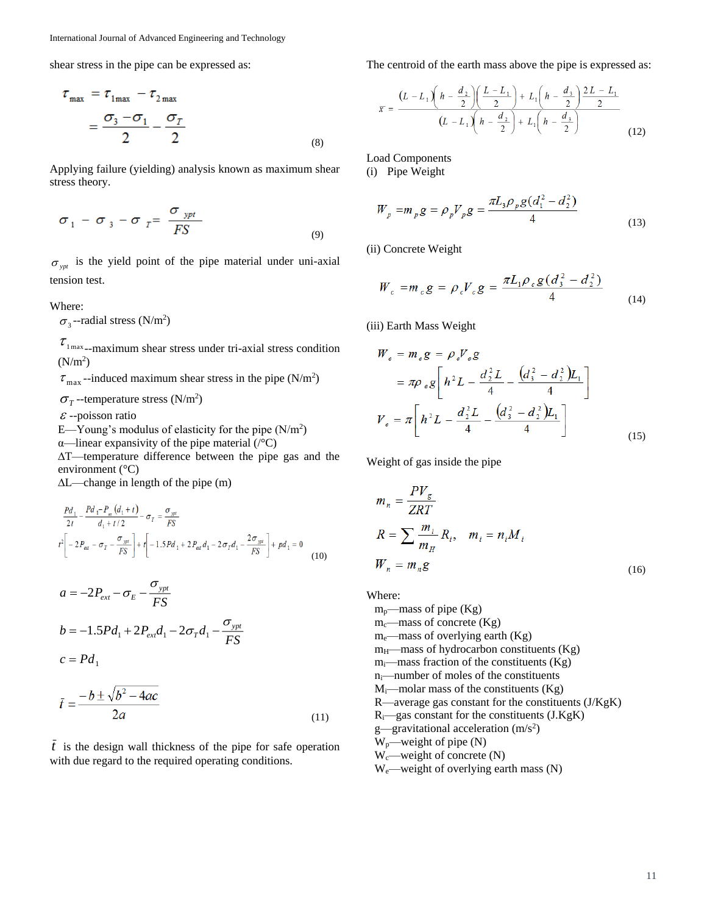shear stress in the pipe can be expressed as:

$$\tau_{max} = \tau_{1max} - \tau_{2max} = \frac{\sigma_3 - \sigma_1}{2} - \frac{\sigma_T}{2} \tag{8}$$

Applying failure (yielding) analysis known as maximum shear stress theory.

$$\sigma_1 - \sigma_3 - \sigma_T = \frac{\sigma_{ypt}}{FS} \tag{9}$$

$\sigma_{ypt}$ is the yield point of the pipe material under uni-axial tension test.

Where:

- $\sigma_3$--radial stress (N/m$^2$)
- $\tau_{1max}$--maximum shear stress under tri-axial stress condition (N/m$^2$)
- $\tau_{max}$--induced maximum shear stress in the pipe (N/m$^2$)
- $\sigma_T$--temperature stress (N/m$^2$)
- $\varepsilon$--poisson ratio
- E—Young's modulus of elasticity for the pipe (N/m$^2$)
- α—linear expansivity of the pipe material (/°C)
- ΔT—temperature difference between the pipe gas and the environment (°C)
- ΔL—change in length of the pipe (m)

$$\frac{Pd_1}{2t} - \frac{Pd_1 - P_{ex}(d_1 + t)}{d_1 + t/2} - \sigma_T = \frac{\sigma_{ypt}}{FS}$$

$$t^2\left[-2P_{ext} - \sigma_T - \frac{\sigma_{ypt}}{FS}\right] + t\left[-1.5Pd_1 + 2P_{ext}d_1 - 2\sigma_T d_1 - \frac{2\sigma_{ypt}}{FS}\right] + pd_1 = 0 \tag{10}$$

$$a = -2P_{ext} - \sigma_E - \frac{\sigma_{ypt}}{FS}$$

$$b = -1.5Pd_1 + 2P_{ext}d_1 - 2\sigma_T d_1 - \frac{\sigma_{ypt}}{FS}$$

$$c = Pd_1$$

$$\bar{t} = \frac{-b \pm \sqrt{b^2 - 4ac}}{2a} \tag{11}$$

$\bar{t}$ is the design wall thickness of the pipe for safe operation with due regard to the required operating conditions.

The centroid of the earth mass above the pipe is expressed as:

$$\bar{x} = \frac{(L - L_1)\left(h - \frac{d_2}{2}\right)\left(\frac{L - L_1}{2}\right) + L_1\left(h - \frac{d_3}{2}\right)\frac{2L - L_1}{2}}{(L - L_1)\left(h - \frac{d_2}{2}\right) + L_1\left(h - \frac{d_3}{2}\right)} \tag{12}$$

Load Components

(i) Pipe Weight

$$W_p = m_p g = \rho_p V_p g = \frac{\pi L_3 \rho_p g (d_1^2 - d_2^2)}{4} \tag{13}$$

(ii) Concrete Weight

$$W_c = m_c g = \rho_c V_c g = \frac{\pi L_1 \rho_c g (d_3^2 - d_2^2)}{4} \tag{14}$$

(iii) Earth Mass Weight

$$W_e = m_e g = \rho_e V_e g = \pi \rho_e g \left[h^2 L - \frac{d_2^2 L}{4} - \frac{(d_3^2 - d_2^2)L_1}{4}\right]$$

$$V_e = \pi \left[h^2 L - \frac{d_2^2 L}{4} - \frac{(d_3^2 - d_2^2)L_1}{4}\right] \tag{15}$$

Weight of gas inside the pipe

$$m_n = \frac{PV_g}{ZRT}$$

$$R = \sum \frac{m_i}{m_H} R_i, \quad m_i = n_i M_i$$

$$W_n = m_n g \tag{16}$$

Where:

- $m_p$—mass of pipe (Kg)
- $m_c$—mass of concrete (Kg)
- $m_e$—mass of overlying earth (Kg)
- $m_H$—mass of hydrocarbon constituents (Kg)
- $m_i$—mass fraction of the constituents (Kg)
- $n_i$—number of moles of the constituents
- $M_i$—molar mass of the constituents (Kg)
- R—average gas constant for the constituents (J/KgK)
- $R_i$—gas constant for the constituents (J.KgK)
- g—gravitational acceleration (m/s$^2$)
- $W_p$—weight of pipe (N)
- $W_c$—weight of concrete (N)
- $W_e$—weight of overlying earth mass (N)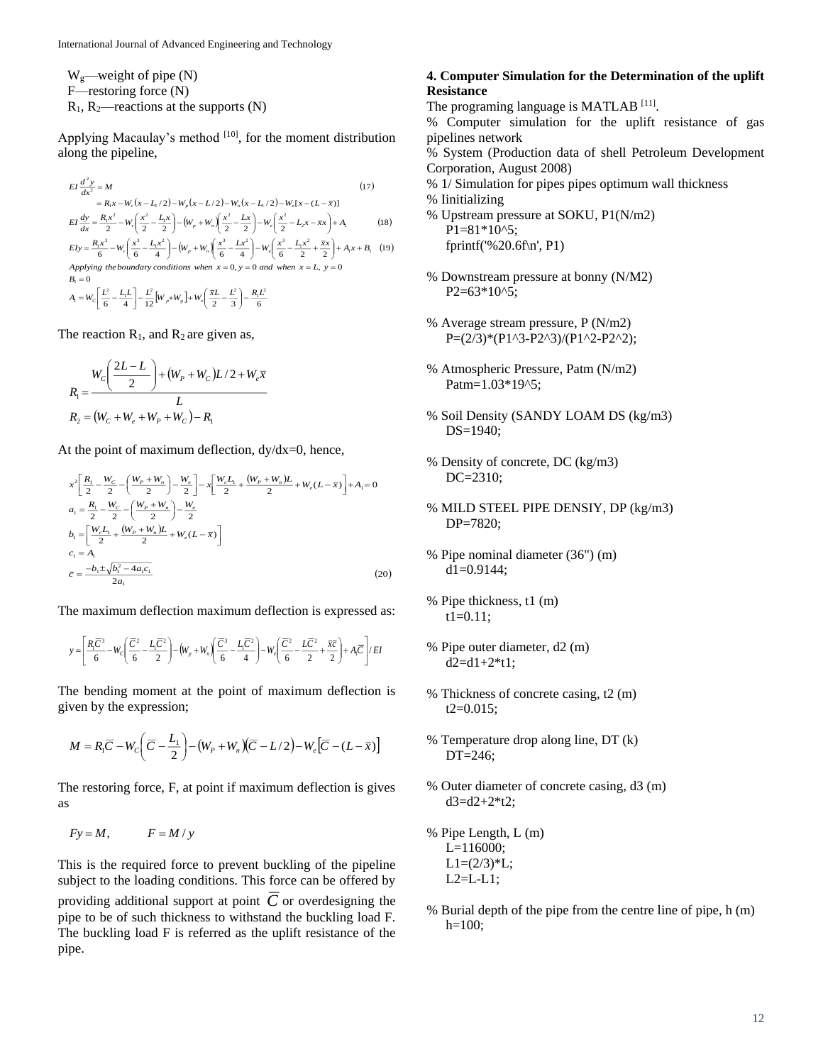$W_g$—weight of pipe (N)
F—restoring force (N)
$R_1$, $R_2$—reactions at the supports (N)

Applying Macaulay's method [10], for the moment distribution along the pipeline,

$$EI\frac{d^2y}{dx^2} = M \qquad (17)$$

$$= R_1x - W_c(x - L_1/2) - W_p(x - L/2) - W_n(x - L_1/2) - W_e[x - (L - \bar{x})]$$

$$EI\frac{dy}{dx} = \frac{R_1x^2}{2} - W_c\left(\frac{x^2}{2} - \frac{L_1x}{2}\right) - (W_p + W_n)\left(\frac{x^2}{2} - \frac{Lx}{2}\right) - W_e\left(\frac{x^2}{2} - L_2x - \bar{x}x\right) + A_1 \qquad (18)$$

$$EIy = \frac{R_1x^3}{6} - W_c\left(\frac{x^3}{6} - \frac{L_1x^2}{4}\right) - (W_p + W_n)\left(\frac{x^3}{6} - \frac{Lx^2}{4}\right) - W_e\left(\frac{x^3}{6} - \frac{L_2x^2}{2} + \frac{\bar{x}x}{2}\right) + A_1x + B_1 \qquad (19)$$

*Applying the boundary conditions when* $x = 0, y = 0$ *and when* $x = L, y = 0$

$$B_1 = 0$$

$$A_1 = W_C\left[\frac{L^2}{6} - \frac{L_1L}{4}\right] - \frac{L^2}{12}\left[W_p + W_g\right] + W_e\left(\frac{\bar{x}L}{2} - \frac{L^2}{3}\right) - \frac{R_1L^2}{6}$$

The reaction $R_1$, and $R_2$ are given as,

$$R_1 = \frac{W_C\left(\frac{2L - L}{2}\right) + (W_P + W_C)L/2 + W_e\bar{x}}{L}$$

$$R_2 = (W_C + W_e + W_P + W_C) - R_1$$

At the point of maximum deflection, dy/dx=0, hence,

$$x^2\left[\frac{R_1}{2} - \frac{W_C}{2} - \left(\frac{W_P + W_n}{2}\right) - \frac{W_e}{2}\right] - x\left[\frac{W_cL_1}{2} + \frac{(W_P + W_n)L}{2} + W_e(L - \bar{x})\right] + A_1 = 0$$

$$a_1 = \frac{R_1}{2} - \frac{W_C}{2} - \left(\frac{W_P + W_n}{2}\right) - \frac{W_e}{2}$$

$$b_1 = \left[\frac{W_cL_1}{2} + \frac{(W_P + W_n)L}{2} + W_e(L - \bar{x})\right]$$

$$c_1 = A_1$$

$$\bar{c} = \frac{-b_1 \pm \sqrt{b_1^2 - 4a_1c_1}}{2a_1} \qquad (20)$$

The maximum deflection maximum deflection is expressed as:

$$y = \left[\frac{R_1\bar{C}^3}{6} - W_C\left(\frac{\bar{C}^2}{6} - \frac{L_1\bar{C}^2}{2}\right) - (W_p + W_n)\left(\frac{\bar{C}^3}{6} - \frac{L_1\bar{C}^2}{4}\right) - W_e\left(\frac{\bar{C}^2}{6} - \frac{L\bar{C}^2}{2} + \frac{\bar{x}\bar{c}}{2}\right) + A_1\bar{C}\right] / EI$$

The bending moment at the point of maximum deflection is given by the expression;

$$M = R_1\bar{C} - W_C\left(\bar{C} - \frac{L_1}{2}\right) - (W_P + W_n)(\bar{C} - L/2) - W_e\left[\bar{C} - (L - \bar{x})\right]$$

The restoring force, F, at point if maximum deflection is gives as

$$Fy = M, \qquad F = M / y$$

This is the required force to prevent buckling of the pipeline subject to the loading conditions. This force can be offered by providing additional support at point $\bar{C}$ or overdesigning the pipe to be of such thickness to withstand the buckling load F. The buckling load F is referred as the uplift resistance of the pipe.

**4. Computer Simulation for the Determination of the uplift Resistance**

The programing language is MATLAB [11].

```
% Computer simulation for the uplift resistance of gas pipelines network
% System (Production data of shell Petroleum Development Corporation, August 2008)
% 1/ Simulation for pipes pipes optimum wall thickness
% Iinitializing
% Upstream pressure at SOKU, P1(N/m2)
    P1=81*10^5;
    fprintf('%20.6f\n', P1)

% Downstream pressure at bonny (N/M2)
    P2=63*10^5;

% Average stream pressure, P (N/m2)
    P=(2/3)*(P1^3-P2^3)/(P1^2-P2^2);

% Atmospheric Pressure, Patm (N/m2)
    Patm=1.03*19^5;

% Soil Density (SANDY LOAM DS (kg/m3)
    DS=1940;

% Density of concrete, DC (kg/m3)
    DC=2310;

% MILD STEEL PIPE DENSIY, DP (kg/m3)
    DP=7820;

% Pipe nominal diameter (36") (m)
    d1=0.9144;

% Pipe thickness, t1 (m)
    t1=0.11;

% Pipe outer diameter, d2 (m)
    d2=d1+2*t1;

% Thickness of concrete casing, t2 (m)
    t2=0.015;

% Temperature drop along line, DT (k)
    DT=246;

% Outer diameter of concrete casing, d3 (m)
    d3=d2+2*t2;

% Pipe Length, L (m)
    L=116000;
    L1=(2/3)*L;
    L2=L-L1;

% Burial depth of the pipe from the centre line of pipe, h (m)
    h=100;
```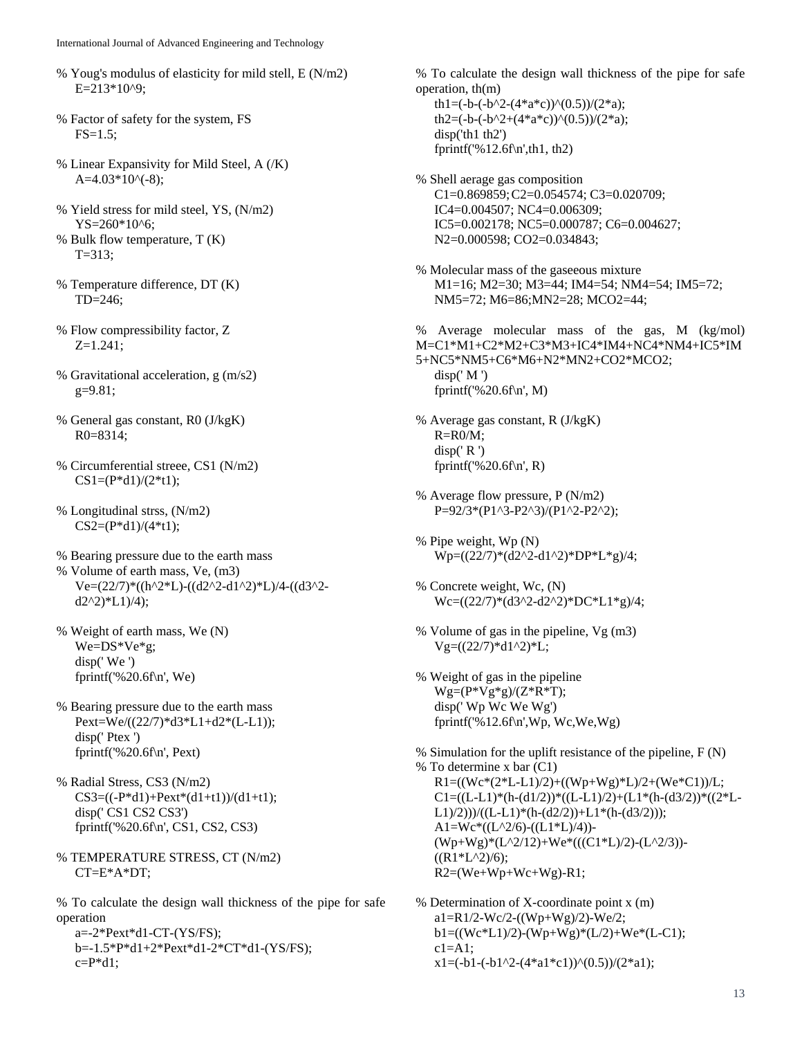```
% Youg's modulus of elasticity for mild stell, E (N/m2)
    E=213*10^9;

% Factor of safety for the system, FS
    FS=1.5;

% Linear Expansivity for Mild Steel, A (/K)
    A=4.03*10^(-8);

% Yield stress for mild steel, YS, (N/m2)
    YS=260*10^6;
% Bulk flow temperature, T (K)
    T=313;

% Temperature difference, DT (K)
    TD=246;

% Flow compressibility factor, Z
    Z=1.241;

% Gravitational acceleration, g (m/s2)
    g=9.81;

% General gas constant, R0 (J/kgK)
    R0=8314;

% Circumferential streee, CS1 (N/m2)
    CS1=(P*d1)/(2*t1);

% Longitudinal strss, (N/m2)
    CS2=(P*d1)/(4*t1);

% Bearing pressure due to the earth mass
% Volume of earth mass, Ve, (m3)
    Ve=(22/7)*((h^2*L)-((d2^2-d1^2)*L)/4-((d3^2-
    d2^2)*L1)/4);

% Weight of earth mass, We (N)
    We=DS*Ve*g;
    disp(' We ')
    fprintf('%20.6f\n', We)

% Bearing pressure due to the earth mass
    Pext=We/((22/7)*d3*L1+d2*(L-L1));
    disp(' Ptex ')
    fprintf('%20.6f\n', Pext)

% Radial Stress, CS3 (N/m2)
    CS3=((-P*d1)+Pext*(d1+t1))/(d1+t1);
    disp(' CS1 CS2 CS3')
    fprintf('%20.6f\n', CS1, CS2, CS3)

% TEMPERATURE STRESS, CT (N/m2)
    CT=E*A*DT;

% To calculate the design wall thickness of the pipe for safe operation
    a=-2*Pext*d1-CT-(YS/FS);
    b=-1.5*P*d1+2*Pext*d1-2*CT*d1-(YS/FS);
    c=P*d1;

% To calculate the design wall thickness of the pipe for safe operation, th(m)
    th1=(-b-(-b^2-(4*a*c))^(0.5))/(2*a);
    th2=(-b-(-b^2+(4*a*c))^(0.5))/(2*a);
    disp('th1 th2')
    fprintf('%12.6f\n',th1, th2)

% Shell aerage gas composition
    C1=0.869859; C2=0.054574; C3=0.020709;
    IC4=0.004507; NC4=0.006309;
    IC5=0.002178; NC5=0.000787; C6=0.004627;
    N2=0.000598; CO2=0.034843;

% Molecular mass of the gaseeous mixture
    M1=16; M2=30; M3=44; IM4=54; NM4=54; IM5=72;
    NM5=72; M6=86;MN2=28; MCO2=44;

% Average molecular mass of the gas, M (kg/mol)
M=C1*M1+C2*M2+C3*M3+IC4*IM4+NC4*NM4+IC5*IM
5+NC5*NM5+C6*M6+N2*MN2+CO2*MCO2;
    disp(' M ')
    fprintf('%20.6f\n', M)

% Average gas constant, R (J/kgK)
    R=R0/M;
    disp(' R ')
    fprintf('%20.6f\n', R)

% Average flow pressure, P (N/m2)
    P=92/3*(P1^3-P2^3)/(P1^2-P2^2);

% Pipe weight, Wp (N)
    Wp=((22/7)*(d2^2-d1^2)*DP*L*g)/4;

% Concrete weight, Wc, (N)
    Wc=((22/7)*(d3^2-d2^2)*DC*L1*g)/4;

% Volume of gas in the pipeline, Vg (m3)
    Vg=((22/7)*d1^2)*L;

% Weight of gas in the pipeline
    Wg=(P*Vg*g)/(Z*R*T);
    disp(' Wp Wc We Wg')
    fprintf('%12.6f\n',Wp, Wc,We,Wg)

% Simulation for the uplift resistance of the pipeline, F (N)
% To determine x bar (C1)
    R1=((Wc*(2*L-L1)/2)+((Wp+Wg)*L)/2+(We*C1))/L;
    C1=((L-L1)*(h-(d1/2))*((L-L1)/2)+(L1*(h-(d3/2))*((2*L-
    L1)/2)))/((L-L1)*(h-(d2/2))+L1*(h-(d3/2)));
    A1=Wc*((L^2/6)-((L1*L)/4))-
    (Wp+Wg)*(L^2/12)+We*(((C1*L)/2)-(L^2/3))-
    ((R1*L^2)/6);
    R2=(We+Wp+Wc+Wg)-R1;

% Determination of X-coordinate point x (m)
    a1=R1/2-Wc/2-((Wp+Wg)/2)-We/2;
    b1=((Wc*L1)/2)-(Wp+Wg)*(L/2)+We*(L-C1);
    c1=A1;
    x1=(-b1-(-b1^2-(4*a1*c1))^(0.5))/(2*a1);
```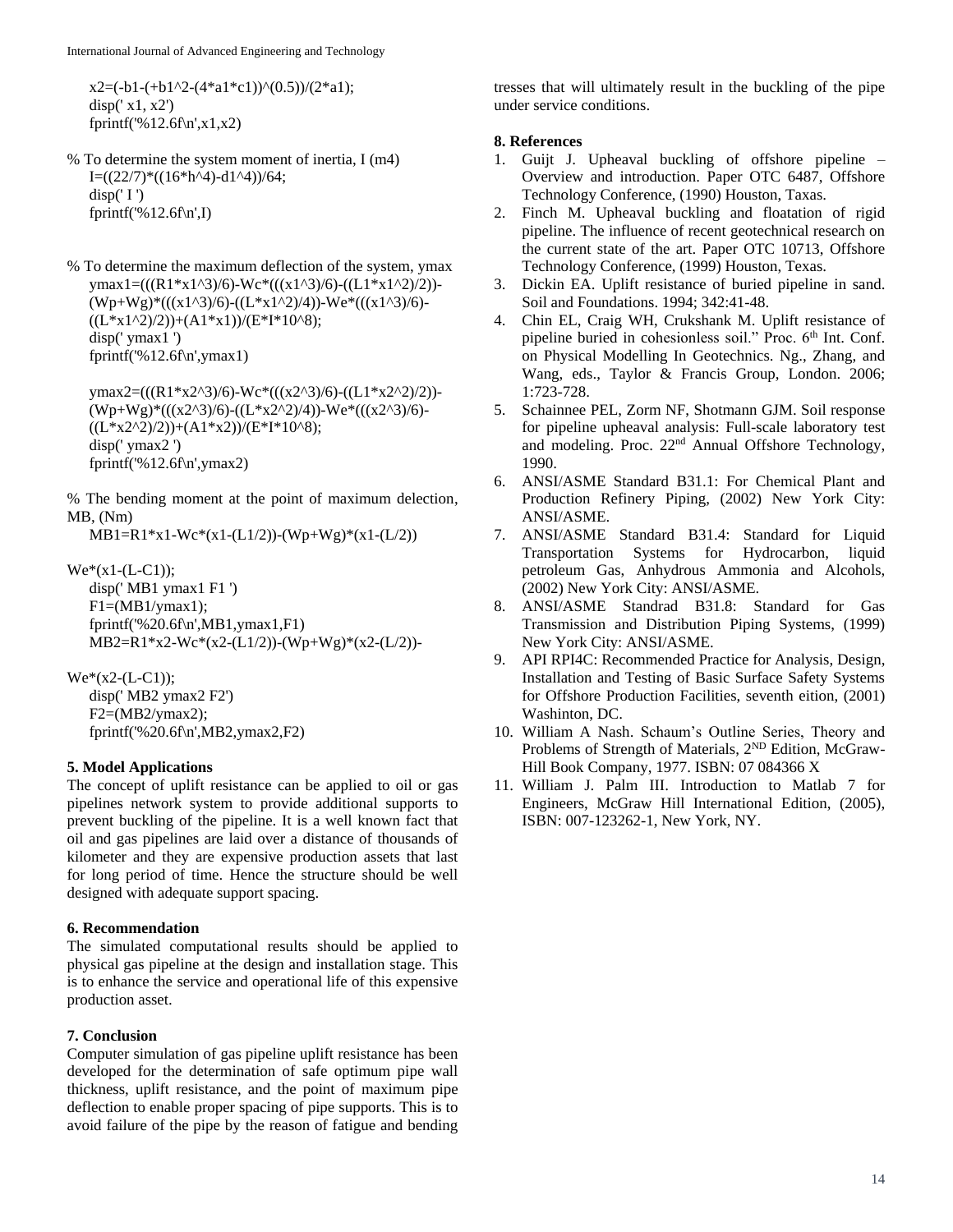```
    x2=(-b1-(+b1^2-(4*a1*c1))^(0.5))/(2*a1);
    disp(' x1, x2')
    fprintf('%12.6f\n',x1,x2)

% To determine the system moment of inertia, I (m4)
    I=((22/7)*((16*h^4)-d1^4))/64;
    disp(' I ')
    fprintf('%12.6f\n',I)


% To determine the maximum deflection of the system, ymax
    ymax1=(((R1*x1^3)/6)-Wc*(((x1^3)/6)-((L1*x1^2)/2))-
    (Wp+Wg)*(((x1^3)/6)-((L*x1^2)/4))-We*(((x1^3)/6)-
    ((L*x1^2)/2))+(A1*x1))/(E*I*10^8);
    disp(' ymax1 ')
    fprintf('%12.6f\n',ymax1)

    ymax2=(((R1*x2^3)/6)-Wc*(((x2^3)/6)-((L1*x2^2)/2))-
    (Wp+Wg)*(((x2^3)/6)-((L*x2^2)/4))-We*(((x2^3)/6)-
    ((L*x2^2)/2))+(A1*x2))/(E*I*10^8);
    disp(' ymax2 ')
    fprintf('%12.6f\n',ymax2)

% The bending moment at the point of maximum delection,
MB, (Nm)
    MB1=R1*x1-Wc*(x1-(L1/2))-(Wp+Wg)*(x1-(L/2))

We*(x1-(L-C1));
    disp(' MB1 ymax1 F1 ')
    F1=(MB1/ymax1);
    fprintf('%20.6f\n',MB1,ymax1,F1)
    MB2=R1*x2-Wc*(x2-(L1/2))-(Wp+Wg)*(x2-(L/2))-

We*(x2-(L-C1));
    disp(' MB2 ymax2 F2')
    F2=(MB2/ymax2);
    fprintf('%20.6f\n',MB2,ymax2,F2)
```

## 5. Model Applications

The concept of uplift resistance can be applied to oil or gas pipelines network system to provide additional supports to prevent buckling of the pipeline. It is a well known fact that oil and gas pipelines are laid over a distance of thousands of kilometer and they are expensive production assets that last for long period of time. Hence the structure should be well designed with adequate support spacing.

## 6. Recommendation

The simulated computational results should be applied to physical gas pipeline at the design and installation stage. This is to enhance the service and operational life of this expensive production asset.

## 7. Conclusion

Computer simulation of gas pipeline uplift resistance has been developed for the determination of safe optimum pipe wall thickness, uplift resistance, and the point of maximum pipe deflection to enable proper spacing of pipe supports. This is to avoid failure of the pipe by the reason of fatigue and bending tresses that will ultimately result in the buckling of the pipe under service conditions.

## 8. References

1. Guijt J. Upheaval buckling of offshore pipeline – Overview and introduction. Paper OTC 6487, Offshore Technology Conference, (1990) Houston, Taxas.
2. Finch M. Upheaval buckling and floatation of rigid pipeline. The influence of recent geotechnical research on the current state of the art. Paper OTC 10713, Offshore Technology Conference, (1999) Houston, Texas.
3. Dickin EA. Uplift resistance of buried pipeline in sand. Soil and Foundations. 1994; 342:41-48.
4. Chin EL, Craig WH, Crukshank M. Uplift resistance of pipeline buried in cohesionless soil." Proc. 6th Int. Conf. on Physical Modelling In Geotechnics. Ng., Zhang, and Wang, eds., Taylor & Francis Group, London. 2006; 1:723-728.
5. Schainnee PEL, Zorm NF, Shotmann GJM. Soil response for pipeline upheaval analysis: Full-scale laboratory test and modeling. Proc. 22nd Annual Offshore Technology, 1990.
6. ANSI/ASME Standard B31.1: For Chemical Plant and Production Refinery Piping, (2002) New York City: ANSI/ASME.
7. ANSI/ASME Standard B31.4: Standard for Liquid Transportation Systems for Hydrocarbon, liquid petroleum Gas, Anhydrous Ammonia and Alcohols, (2002) New York City: ANSI/ASME.
8. ANSI/ASME Standrad B31.8: Standard for Gas Transmission and Distribution Piping Systems, (1999) New York City: ANSI/ASME.
9. API RPI4C: Recommended Practice for Analysis, Design, Installation and Testing of Basic Surface Safety Systems for Offshore Production Facilities, seventh eition, (2001) Washinton, DC.
10. William A Nash. Schaum's Outline Series, Theory and Problems of Strength of Materials, 2ND Edition, McGraw-Hill Book Company, 1977. ISBN: 07 084366 X
11. William J. Palm III. Introduction to Matlab 7 for Engineers, McGraw Hill International Edition, (2005), ISBN: 007-123262-1, New York, NY.